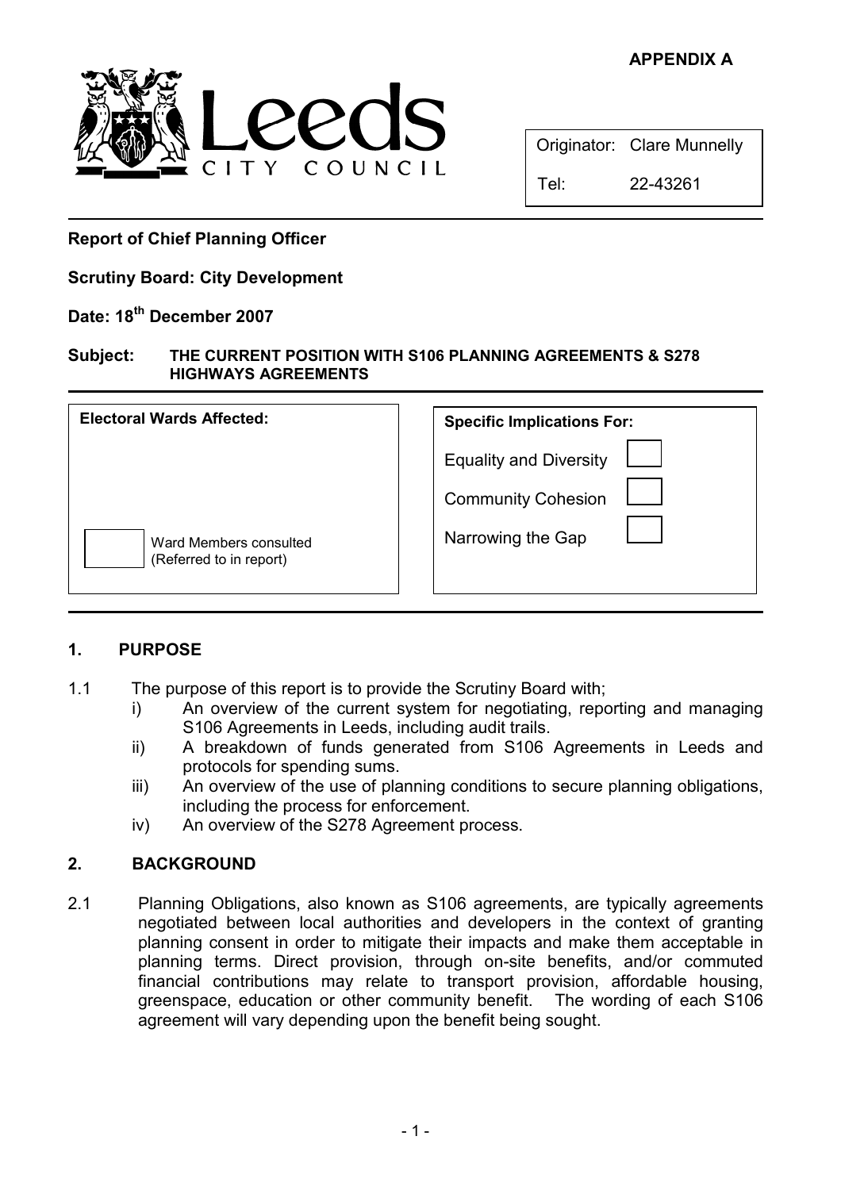**APPENDIX A**

Leeds CITY COUNCIL

| Originator: | Clare Munnelly |
|---|---|
| Tel: | 22-43261 |

**Report of Chief Planning Officer**

**Scrutiny Board: City Development**

**Date: 18th December 2007**

**Subject: THE CURRENT POSITION WITH S106 PLANNING AGREEMENTS & S278 HIGHWAYS AGREEMENTS**

| Electoral Wards Affected: | Specific Implications For: | |
|---|---|---|
| | Equality and Diversity | ☐ |
| | Community Cohesion | ☐ |
| ☐ Ward Members consulted (Referred to in report) | Narrowing the Gap | ☐ |

## 1. PURPOSE

1.1 The purpose of this report is to provide the Scrutiny Board with;

i) An overview of the current system for negotiating, reporting and managing S106 Agreements in Leeds, including audit trails.

ii) A breakdown of funds generated from S106 Agreements in Leeds and protocols for spending sums.

iii) An overview of the use of planning conditions to secure planning obligations, including the process for enforcement.

iv) An overview of the S278 Agreement process.

## 2. BACKGROUND

2.1 Planning Obligations, also known as S106 agreements, are typically agreements negotiated between local authorities and developers in the context of granting planning consent in order to mitigate their impacts and make them acceptable in planning terms. Direct provision, through on-site benefits, and/or commuted financial contributions may relate to transport provision, affordable housing, greenspace, education or other community benefit. The wording of each S106 agreement will vary depending upon the benefit being sought.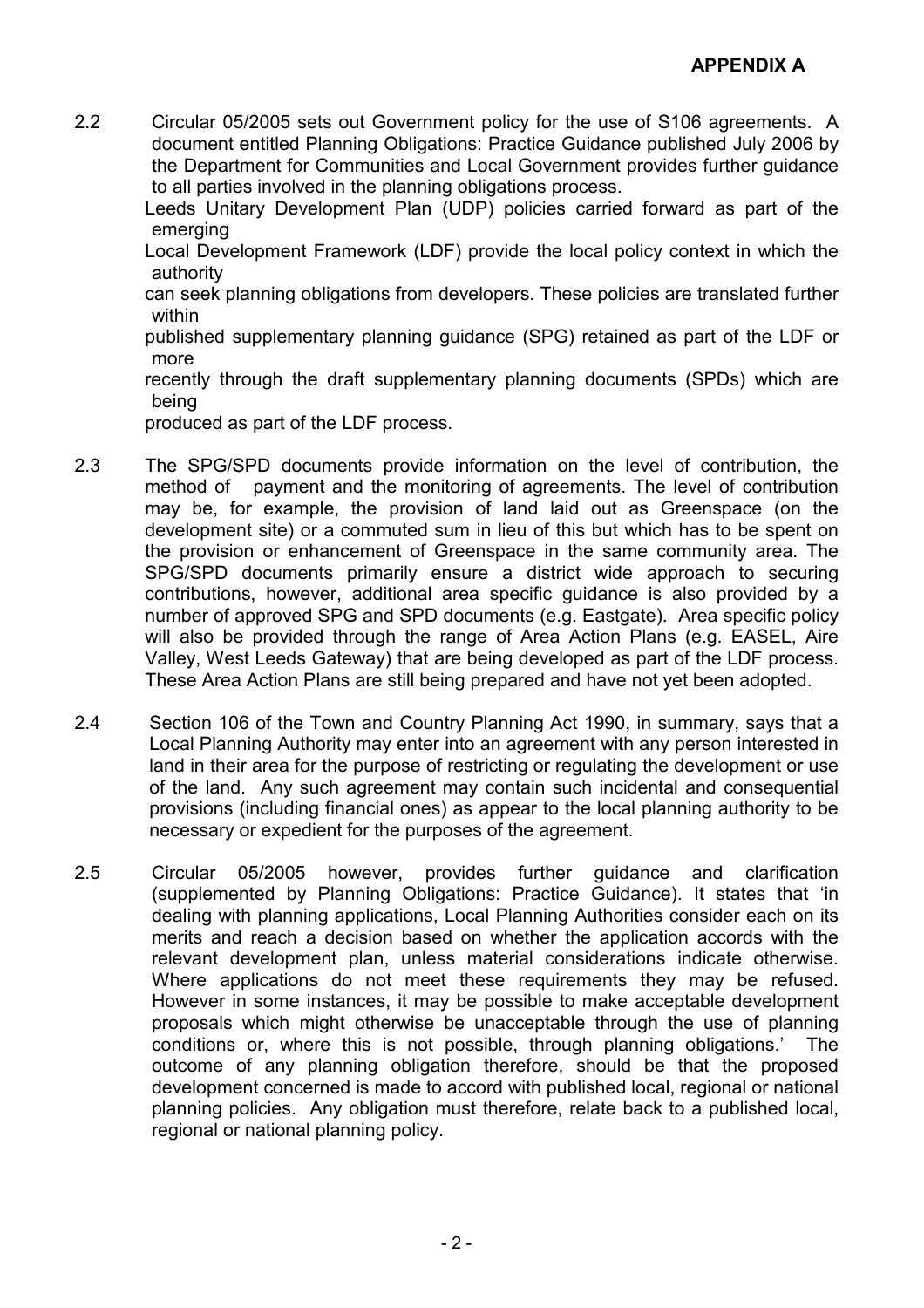**APPENDIX A**

2.2 Circular 05/2005 sets out Government policy for the use of S106 agreements. A document entitled Planning Obligations: Practice Guidance published July 2006 by the Department for Communities and Local Government provides further guidance to all parties involved in the planning obligations process.

Leeds Unitary Development Plan (UDP) policies carried forward as part of the emerging Local Development Framework (LDF) provide the local policy context in which the authority can seek planning obligations from developers. These policies are translated further within published supplementary planning guidance (SPG) retained as part of the LDF or more recently through the draft supplementary planning documents (SPDs) which are being produced as part of the LDF process.

2.3 The SPG/SPD documents provide information on the level of contribution, the method of payment and the monitoring of agreements. The level of contribution may be, for example, the provision of land laid out as Greenspace (on the development site) or a commuted sum in lieu of this but which has to be spent on the provision or enhancement of Greenspace in the same community area. The SPG/SPD documents primarily ensure a district wide approach to securing contributions, however, additional area specific guidance is also provided by a number of approved SPG and SPD documents (e.g. Eastgate). Area specific policy will also be provided through the range of Area Action Plans (e.g. EASEL, Aire Valley, West Leeds Gateway) that are being developed as part of the LDF process. These Area Action Plans are still being prepared and have not yet been adopted.

2.4 Section 106 of the Town and Country Planning Act 1990, in summary, says that a Local Planning Authority may enter into an agreement with any person interested in land in their area for the purpose of restricting or regulating the development or use of the land. Any such agreement may contain such incidental and consequential provisions (including financial ones) as appear to the local planning authority to be necessary or expedient for the purposes of the agreement.

2.5 Circular 05/2005 however, provides further guidance and clarification (supplemented by Planning Obligations: Practice Guidance). It states that 'in dealing with planning applications, Local Planning Authorities consider each on its merits and reach a decision based on whether the application accords with the relevant development plan, unless material considerations indicate otherwise. Where applications do not meet these requirements they may be refused. However in some instances, it may be possible to make acceptable development proposals which might otherwise be unacceptable through the use of planning conditions or, where this is not possible, through planning obligations.' The outcome of any planning obligation therefore, should be that the proposed development concerned is made to accord with published local, regional or national planning policies. Any obligation must therefore, relate back to a published local, regional or national planning policy.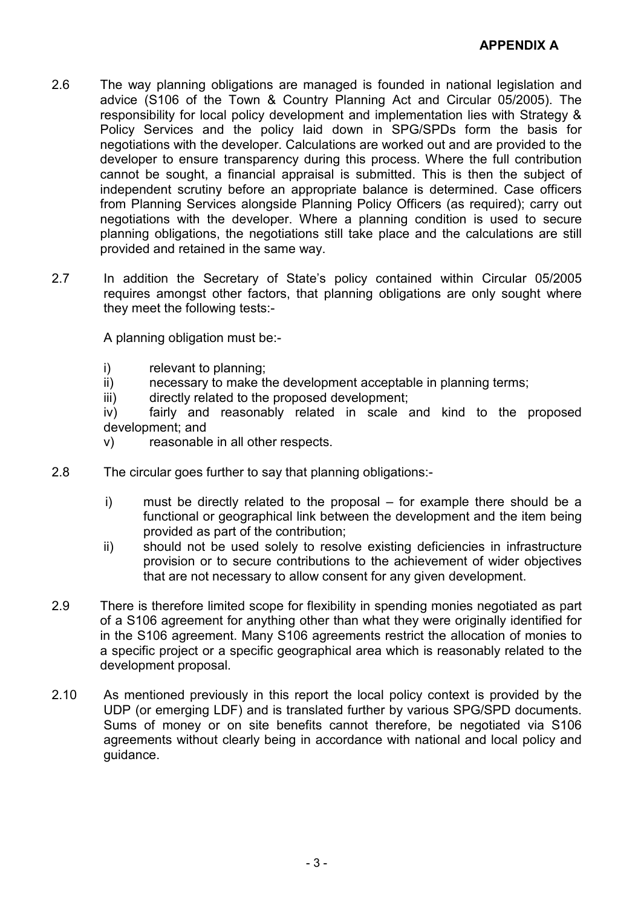**APPENDIX A**

2.6 The way planning obligations are managed is founded in national legislation and advice (S106 of the Town & Country Planning Act and Circular 05/2005). The responsibility for local policy development and implementation lies with Strategy & Policy Services and the policy laid down in SPG/SPDs form the basis for negotiations with the developer. Calculations are worked out and are provided to the developer to ensure transparency during this process. Where the full contribution cannot be sought, a financial appraisal is submitted. This is then the subject of independent scrutiny before an appropriate balance is determined. Case officers from Planning Services alongside Planning Policy Officers (as required); carry out negotiations with the developer. Where a planning condition is used to secure planning obligations, the negotiations still take place and the calculations are still provided and retained in the same way.

2.7 In addition the Secretary of State's policy contained within Circular 05/2005 requires amongst other factors, that planning obligations are only sought where they meet the following tests:-

A planning obligation must be:-

i) relevant to planning;
ii) necessary to make the development acceptable in planning terms;
iii) directly related to the proposed development;
iv) fairly and reasonably related in scale and kind to the proposed development; and
v) reasonable in all other respects.

2.8 The circular goes further to say that planning obligations:-

i) must be directly related to the proposal – for example there should be a functional or geographical link between the development and the item being provided as part of the contribution;
ii) should not be used solely to resolve existing deficiencies in infrastructure provision or to secure contributions to the achievement of wider objectives that are not necessary to allow consent for any given development.

2.9 There is therefore limited scope for flexibility in spending monies negotiated as part of a S106 agreement for anything other than what they were originally identified for in the S106 agreement. Many S106 agreements restrict the allocation of monies to a specific project or a specific geographical area which is reasonably related to the development proposal.

2.10 As mentioned previously in this report the local policy context is provided by the UDP (or emerging LDF) and is translated further by various SPG/SPD documents. Sums of money or on site benefits cannot therefore, be negotiated via S106 agreements without clearly being in accordance with national and local policy and guidance.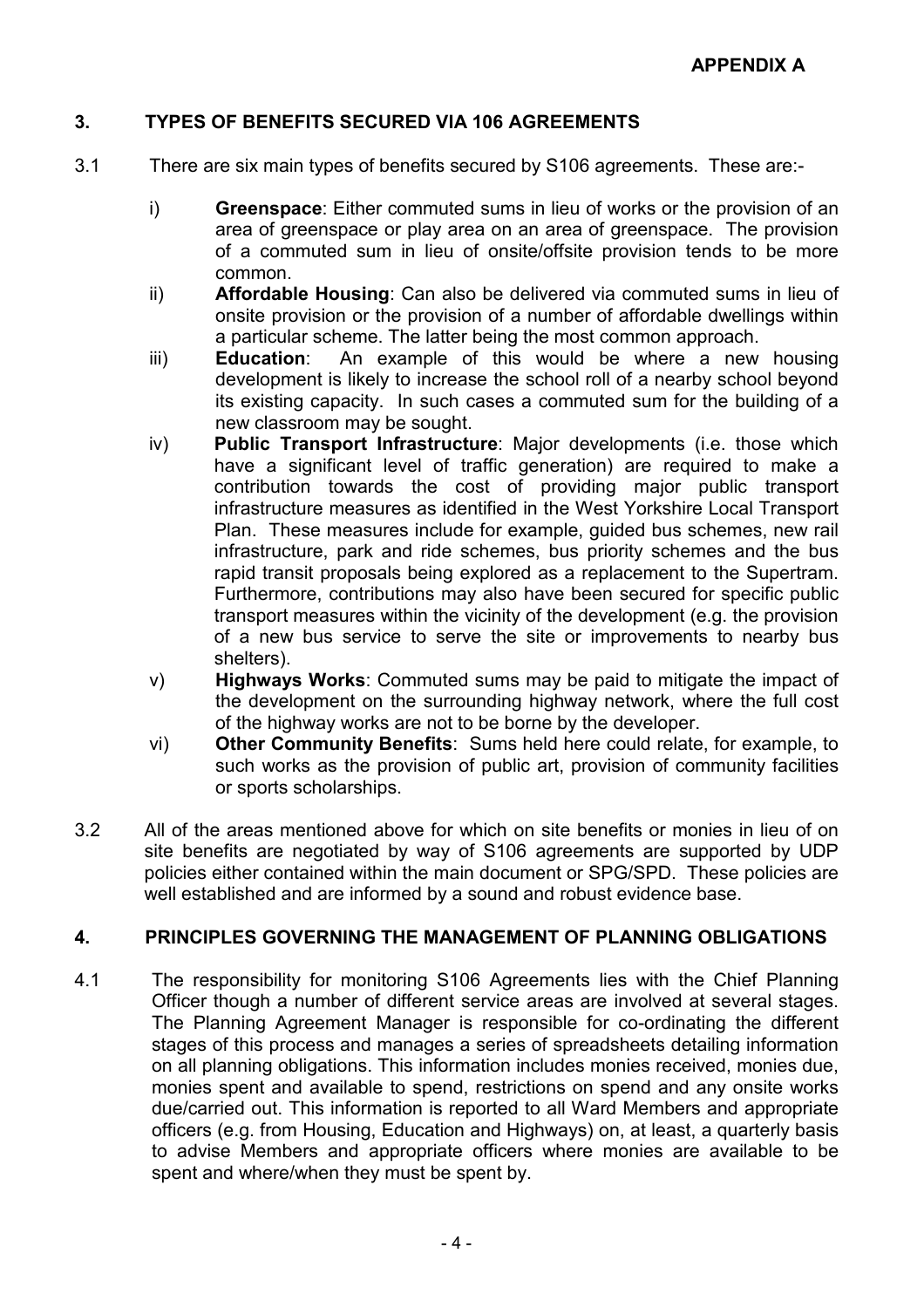**APPENDIX A**

## 3. TYPES OF BENEFITS SECURED VIA 106 AGREEMENTS

3.1 There are six main types of benefits secured by S106 agreements. These are:-

i) **Greenspace**: Either commuted sums in lieu of works or the provision of an area of greenspace or play area on an area of greenspace. The provision of a commuted sum in lieu of onsite/offsite provision tends to be more common.

ii) **Affordable Housing**: Can also be delivered via commuted sums in lieu of onsite provision or the provision of a number of affordable dwellings within a particular scheme. The latter being the most common approach.

iii) **Education**: An example of this would be where a new housing development is likely to increase the school roll of a nearby school beyond its existing capacity. In such cases a commuted sum for the building of a new classroom may be sought.

iv) **Public Transport Infrastructure**: Major developments (i.e. those which have a significant level of traffic generation) are required to make a contribution towards the cost of providing major public transport infrastructure measures as identified in the West Yorkshire Local Transport Plan. These measures include for example, guided bus schemes, new rail infrastructure, park and ride schemes, bus priority schemes and the bus rapid transit proposals being explored as a replacement to the Supertram. Furthermore, contributions may also have been secured for specific public transport measures within the vicinity of the development (e.g. the provision of a new bus service to serve the site or improvements to nearby bus shelters).

v) **Highways Works**: Commuted sums may be paid to mitigate the impact of the development on the surrounding highway network, where the full cost of the highway works are not to be borne by the developer.

vi) **Other Community Benefits**: Sums held here could relate, for example, to such works as the provision of public art, provision of community facilities or sports scholarships.

3.2 All of the areas mentioned above for which on site benefits or monies in lieu of on site benefits are negotiated by way of S106 agreements are supported by UDP policies either contained within the main document or SPG/SPD. These policies are well established and are informed by a sound and robust evidence base.

## 4. PRINCIPLES GOVERNING THE MANAGEMENT OF PLANNING OBLIGATIONS

4.1 The responsibility for monitoring S106 Agreements lies with the Chief Planning Officer though a number of different service areas are involved at several stages. The Planning Agreement Manager is responsible for co-ordinating the different stages of this process and manages a series of spreadsheets detailing information on all planning obligations. This information includes monies received, monies due, monies spent and available to spend, restrictions on spend and any onsite works due/carried out. This information is reported to all Ward Members and appropriate officers (e.g. from Housing, Education and Highways) on, at least, a quarterly basis to advise Members and appropriate officers where monies are available to be spent and where/when they must be spent by.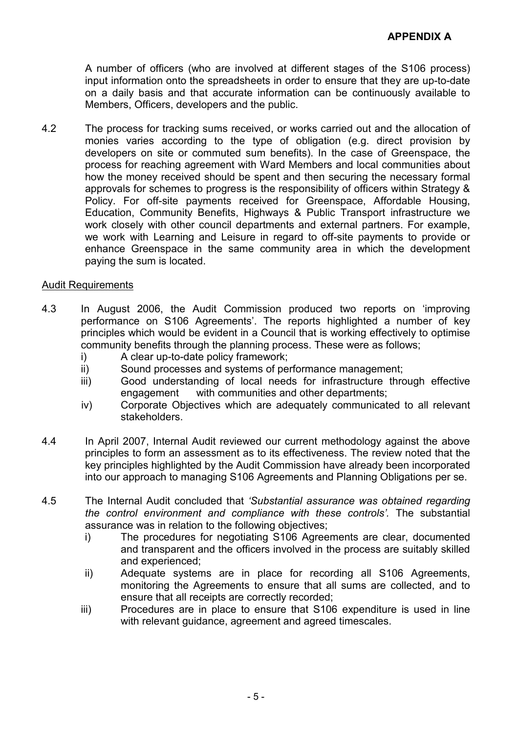**APPENDIX A**

A number of officers (who are involved at different stages of the S106 process) input information onto the spreadsheets in order to ensure that they are up-to-date on a daily basis and that accurate information can be continuously available to Members, Officers, developers and the public.

4.2 The process for tracking sums received, or works carried out and the allocation of monies varies according to the type of obligation (e.g. direct provision by developers on site or commuted sum benefits). In the case of Greenspace, the process for reaching agreement with Ward Members and local communities about how the money received should be spent and then securing the necessary formal approvals for schemes to progress is the responsibility of officers within Strategy & Policy. For off-site payments received for Greenspace, Affordable Housing, Education, Community Benefits, Highways & Public Transport infrastructure we work closely with other council departments and external partners. For example, we work with Learning and Leisure in regard to off-site payments to provide or enhance Greenspace in the same community area in which the development paying the sum is located.

<u>Audit Requirements</u>

4.3 In August 2006, the Audit Commission produced two reports on 'improving performance on S106 Agreements'. The reports highlighted a number of key principles which would be evident in a Council that is working effectively to optimise community benefits through the planning process. These were as follows;

   i) A clear up-to-date policy framework;
   ii) Sound processes and systems of performance management;
   iii) Good understanding of local needs for infrastructure through effective engagement with communities and other departments;
   iv) Corporate Objectives which are adequately communicated to all relevant stakeholders.

4.4 In April 2007, Internal Audit reviewed our current methodology against the above principles to form an assessment as to its effectiveness. The review noted that the key principles highlighted by the Audit Commission have already been incorporated into our approach to managing S106 Agreements and Planning Obligations per se.

4.5 The Internal Audit concluded that *'Substantial assurance was obtained regarding the control environment and compliance with these controls'.* The substantial assurance was in relation to the following objectives;

   i) The procedures for negotiating S106 Agreements are clear, documented and transparent and the officers involved in the process are suitably skilled and experienced;
   ii) Adequate systems are in place for recording all S106 Agreements, monitoring the Agreements to ensure that all sums are collected, and to ensure that all receipts are correctly recorded;
   iii) Procedures are in place to ensure that S106 expenditure is used in line with relevant guidance, agreement and agreed timescales.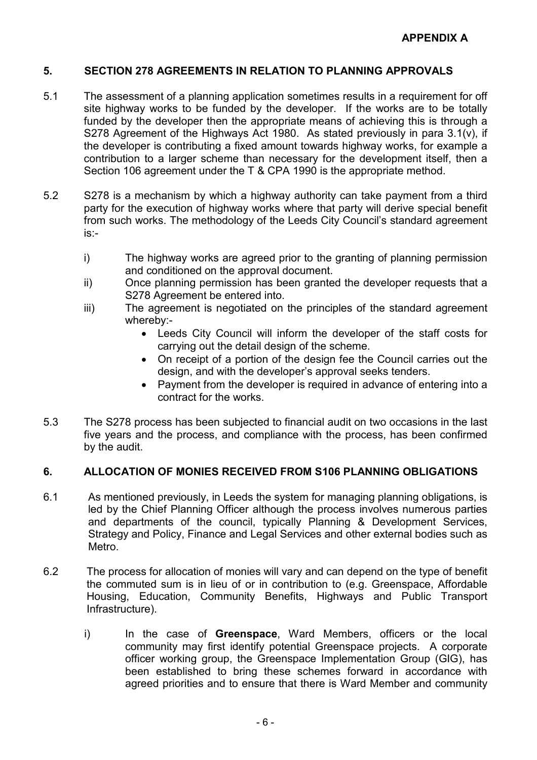**APPENDIX A**

## 5. SECTION 278 AGREEMENTS IN RELATION TO PLANNING APPROVALS

5.1 The assessment of a planning application sometimes results in a requirement for off site highway works to be funded by the developer. If the works are to be totally funded by the developer then the appropriate means of achieving this is through a S278 Agreement of the Highways Act 1980. As stated previously in para 3.1(v), if the developer is contributing a fixed amount towards highway works, for example a contribution to a larger scheme than necessary for the development itself, then a Section 106 agreement under the T & CPA 1990 is the appropriate method.

5.2 S278 is a mechanism by which a highway authority can take payment from a third party for the execution of highway works where that party will derive special benefit from such works. The methodology of the Leeds City Council's standard agreement is:-

i) The highway works are agreed prior to the granting of planning permission and conditioned on the approval document.

ii) Once planning permission has been granted the developer requests that a S278 Agreement be entered into.

iii) The agreement is negotiated on the principles of the standard agreement whereby:-

- Leeds City Council will inform the developer of the staff costs for carrying out the detail design of the scheme.
- On receipt of a portion of the design fee the Council carries out the design, and with the developer's approval seeks tenders.
- Payment from the developer is required in advance of entering into a contract for the works.

5.3 The S278 process has been subjected to financial audit on two occasions in the last five years and the process, and compliance with the process, has been confirmed by the audit.

## 6. ALLOCATION OF MONIES RECEIVED FROM S106 PLANNING OBLIGATIONS

6.1 As mentioned previously, in Leeds the system for managing planning obligations, is led by the Chief Planning Officer although the process involves numerous parties and departments of the council, typically Planning & Development Services, Strategy and Policy, Finance and Legal Services and other external bodies such as Metro.

6.2 The process for allocation of monies will vary and can depend on the type of benefit the commuted sum is in lieu of or in contribution to (e.g. Greenspace, Affordable Housing, Education, Community Benefits, Highways and Public Transport Infrastructure).

i) In the case of **Greenspace**, Ward Members, officers or the local community may first identify potential Greenspace projects. A corporate officer working group, the Greenspace Implementation Group (GIG), has been established to bring these schemes forward in accordance with agreed priorities and to ensure that there is Ward Member and community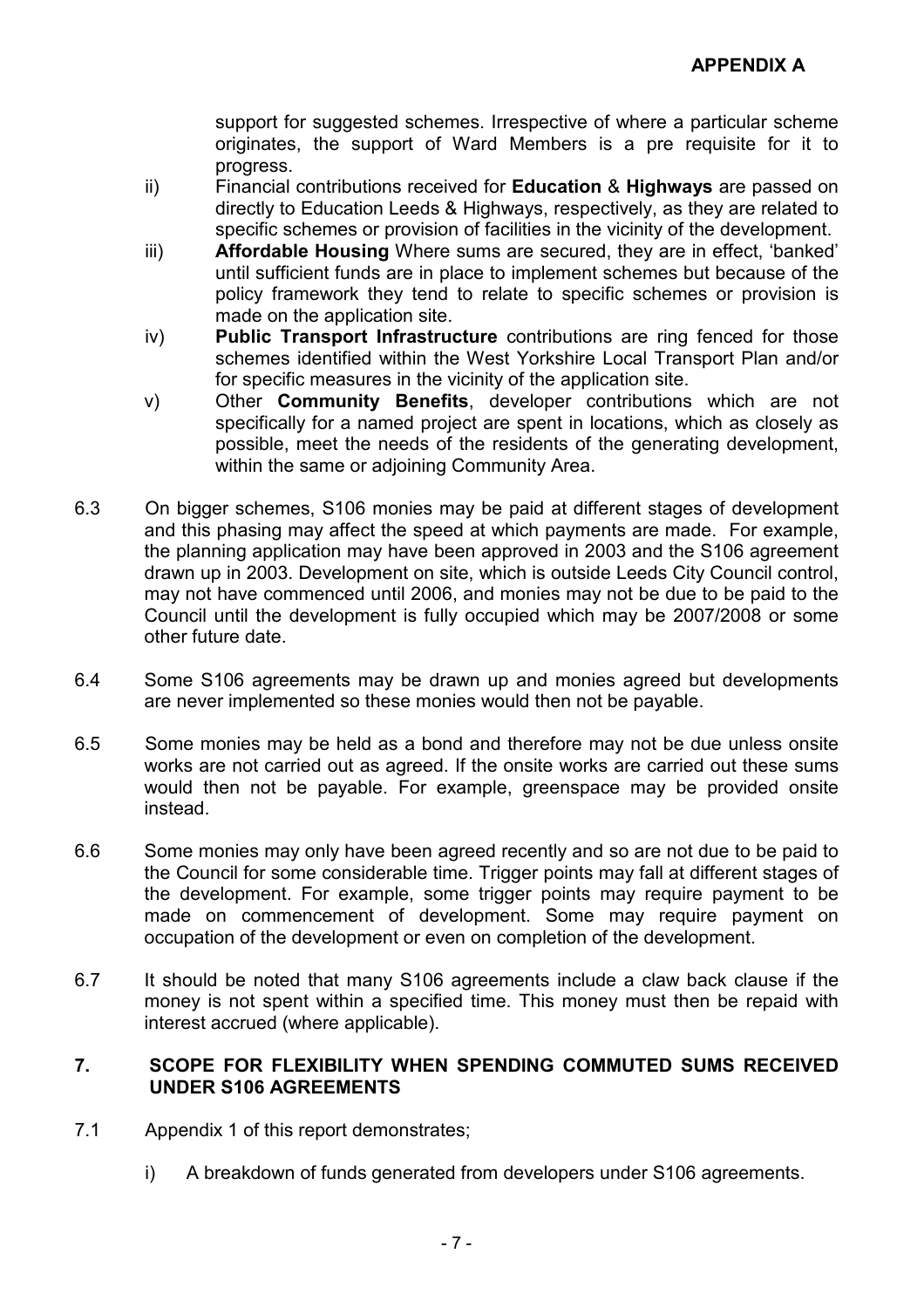support for suggested schemes. Irrespective of where a particular scheme originates, the support of Ward Members is a pre requisite for it to progress.

ii) Financial contributions received for **Education** & **Highways** are passed on directly to Education Leeds & Highways, respectively, as they are related to specific schemes or provision of facilities in the vicinity of the development.

iii) **Affordable Housing** Where sums are secured, they are in effect, 'banked' until sufficient funds are in place to implement schemes but because of the policy framework they tend to relate to specific schemes or provision is made on the application site.

iv) **Public Transport Infrastructure** contributions are ring fenced for those schemes identified within the West Yorkshire Local Transport Plan and/or for specific measures in the vicinity of the application site.

v) Other **Community Benefits**, developer contributions which are not specifically for a named project are spent in locations, which as closely as possible, meet the needs of the residents of the generating development, within the same or adjoining Community Area.

6.3 On bigger schemes, S106 monies may be paid at different stages of development and this phasing may affect the speed at which payments are made. For example, the planning application may have been approved in 2003 and the S106 agreement drawn up in 2003. Development on site, which is outside Leeds City Council control, may not have commenced until 2006, and monies may not be due to be paid to the Council until the development is fully occupied which may be 2007/2008 or some other future date.

6.4 Some S106 agreements may be drawn up and monies agreed but developments are never implemented so these monies would then not be payable.

6.5 Some monies may be held as a bond and therefore may not be due unless onsite works are not carried out as agreed. If the onsite works are carried out these sums would then not be payable. For example, greenspace may be provided onsite instead.

6.6 Some monies may only have been agreed recently and so are not due to be paid to the Council for some considerable time. Trigger points may fall at different stages of the development. For example, some trigger points may require payment to be made on commencement of development. Some may require payment on occupation of the development or even on completion of the development.

6.7 It should be noted that many S106 agreements include a claw back clause if the money is not spent within a specified time. This money must then be repaid with interest accrued (where applicable).

## 7. SCOPE FOR FLEXIBILITY WHEN SPENDING COMMUTED SUMS RECEIVED UNDER S106 AGREEMENTS

7.1 Appendix 1 of this report demonstrates;

i) A breakdown of funds generated from developers under S106 agreements.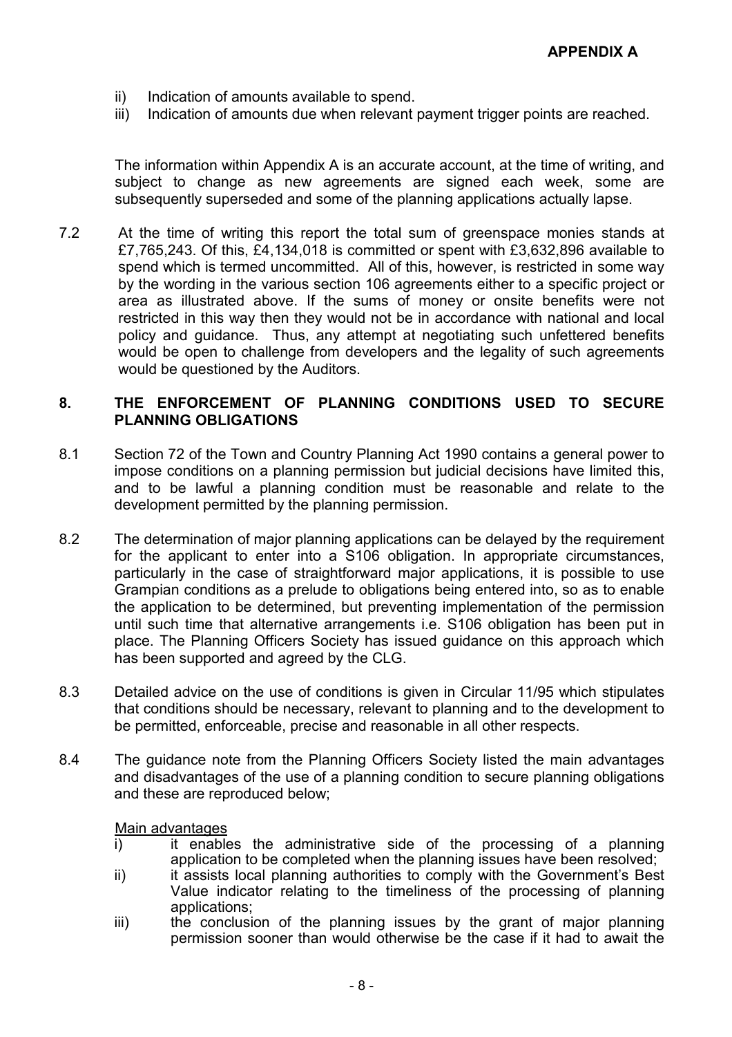**APPENDIX A**

ii) Indication of amounts available to spend.

iii) Indication of amounts due when relevant payment trigger points are reached.

The information within Appendix A is an accurate account, at the time of writing, and subject to change as new agreements are signed each week, some are subsequently superseded and some of the planning applications actually lapse.

7.2 At the time of writing this report the total sum of greenspace monies stands at £7,765,243. Of this, £4,134,018 is committed or spent with £3,632,896 available to spend which is termed uncommitted. All of this, however, is restricted in some way by the wording in the various section 106 agreements either to a specific project or area as illustrated above. If the sums of money or onsite benefits were not restricted in this way then they would not be in accordance with national and local policy and guidance. Thus, any attempt at negotiating such unfettered benefits would be open to challenge from developers and the legality of such agreements would be questioned by the Auditors.

## 8. THE ENFORCEMENT OF PLANNING CONDITIONS USED TO SECURE PLANNING OBLIGATIONS

8.1 Section 72 of the Town and Country Planning Act 1990 contains a general power to impose conditions on a planning permission but judicial decisions have limited this, and to be lawful a planning condition must be reasonable and relate to the development permitted by the planning permission.

8.2 The determination of major planning applications can be delayed by the requirement for the applicant to enter into a S106 obligation. In appropriate circumstances, particularly in the case of straightforward major applications, it is possible to use Grampian conditions as a prelude to obligations being entered into, so as to enable the application to be determined, but preventing implementation of the permission until such time that alternative arrangements i.e. S106 obligation has been put in place. The Planning Officers Society has issued guidance on this approach which has been supported and agreed by the CLG.

8.3 Detailed advice on the use of conditions is given in Circular 11/95 which stipulates that conditions should be necessary, relevant to planning and to the development to be permitted, enforceable, precise and reasonable in all other respects.

8.4 The guidance note from the Planning Officers Society listed the main advantages and disadvantages of the use of a planning condition to secure planning obligations and these are reproduced below;

Main advantages

i) it enables the administrative side of the processing of a planning application to be completed when the planning issues have been resolved;

ii) it assists local planning authorities to comply with the Government's Best Value indicator relating to the timeliness of the processing of planning applications;

iii) the conclusion of the planning issues by the grant of major planning permission sooner than would otherwise be the case if it had to await the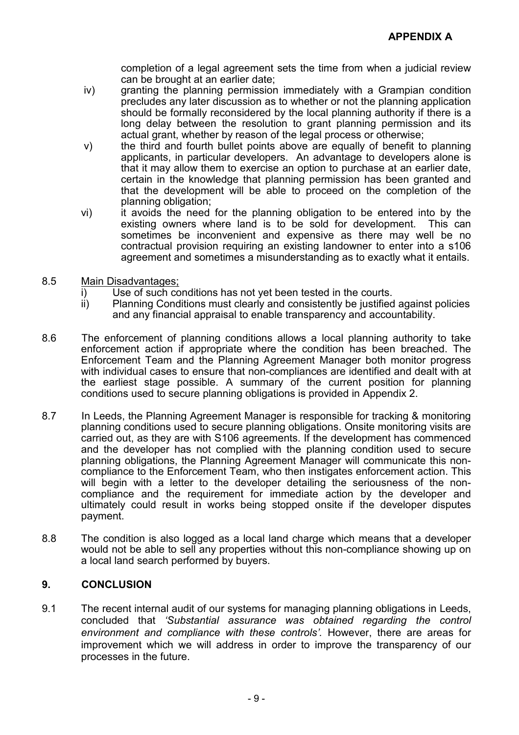**APPENDIX A**

completion of a legal agreement sets the time from when a judicial review can be brought at an earlier date;

iv) granting the planning permission immediately with a Grampian condition precludes any later discussion as to whether or not the planning application should be formally reconsidered by the local planning authority if there is a long delay between the resolution to grant planning permission and its actual grant, whether by reason of the legal process or otherwise;

v) the third and fourth bullet points above are equally of benefit to planning applicants, in particular developers. An advantage to developers alone is that it may allow them to exercise an option to purchase at an earlier date, certain in the knowledge that planning permission has been granted and that the development will be able to proceed on the completion of the planning obligation;

vi) it avoids the need for the planning obligation to be entered into by the existing owners where land is to be sold for development. This can sometimes be inconvenient and expensive as there may well be no contractual provision requiring an existing landowner to enter into a s106 agreement and sometimes a misunderstanding as to exactly what it entails.

8.5 Main Disadvantages;

i) Use of such conditions has not yet been tested in the courts.

ii) Planning Conditions must clearly and consistently be justified against policies and any financial appraisal to enable transparency and accountability.

8.6 The enforcement of planning conditions allows a local planning authority to take enforcement action if appropriate where the condition has been breached. The Enforcement Team and the Planning Agreement Manager both monitor progress with individual cases to ensure that non-compliances are identified and dealt with at the earliest stage possible. A summary of the current position for planning conditions used to secure planning obligations is provided in Appendix 2.

8.7 In Leeds, the Planning Agreement Manager is responsible for tracking & monitoring planning conditions used to secure planning obligations. Onsite monitoring visits are carried out, as they are with S106 agreements. If the development has commenced and the developer has not complied with the planning condition used to secure planning obligations, the Planning Agreement Manager will communicate this non-compliance to the Enforcement Team, who then instigates enforcement action. This will begin with a letter to the developer detailing the seriousness of the non-compliance and the requirement for immediate action by the developer and ultimately could result in works being stopped onsite if the developer disputes payment.

8.8 The condition is also logged as a local land charge which means that a developer would not be able to sell any properties without this non-compliance showing up on a local land search performed by buyers.

## 9. CONCLUSION

9.1 The recent internal audit of our systems for managing planning obligations in Leeds, concluded that *'Substantial assurance was obtained regarding the control environment and compliance with these controls'.* However, there are areas for improvement which we will address in order to improve the transparency of our processes in the future.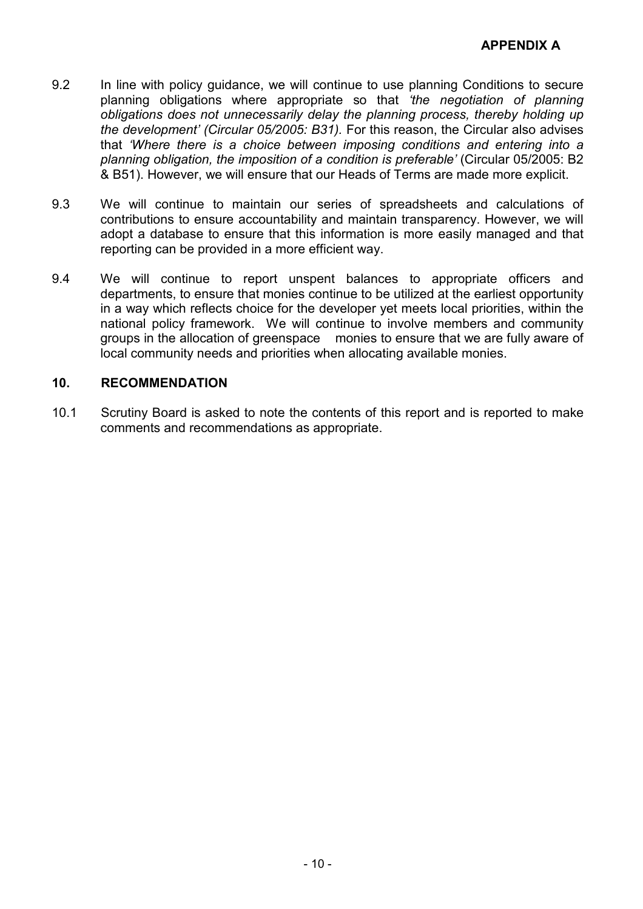**APPENDIX A**

9.2 In line with policy guidance, we will continue to use planning Conditions to secure planning obligations where appropriate so that *'the negotiation of planning obligations does not unnecessarily delay the planning process, thereby holding up the development' (Circular 05/2005: B31).* For this reason, the Circular also advises that *'Where there is a choice between imposing conditions and entering into a planning obligation, the imposition of a condition is preferable'* (Circular 05/2005: B2 & B51). However, we will ensure that our Heads of Terms are made more explicit.

9.3 We will continue to maintain our series of spreadsheets and calculations of contributions to ensure accountability and maintain transparency. However, we will adopt a database to ensure that this information is more easily managed and that reporting can be provided in a more efficient way.

9.4 We will continue to report unspent balances to appropriate officers and departments, to ensure that monies continue to be utilized at the earliest opportunity in a way which reflects choice for the developer yet meets local priorities, within the national policy framework. We will continue to involve members and community groups in the allocation of greenspace monies to ensure that we are fully aware of local community needs and priorities when allocating available monies.

## 10. RECOMMENDATION

10.1 Scrutiny Board is asked to note the contents of this report and is reported to make comments and recommendations as appropriate.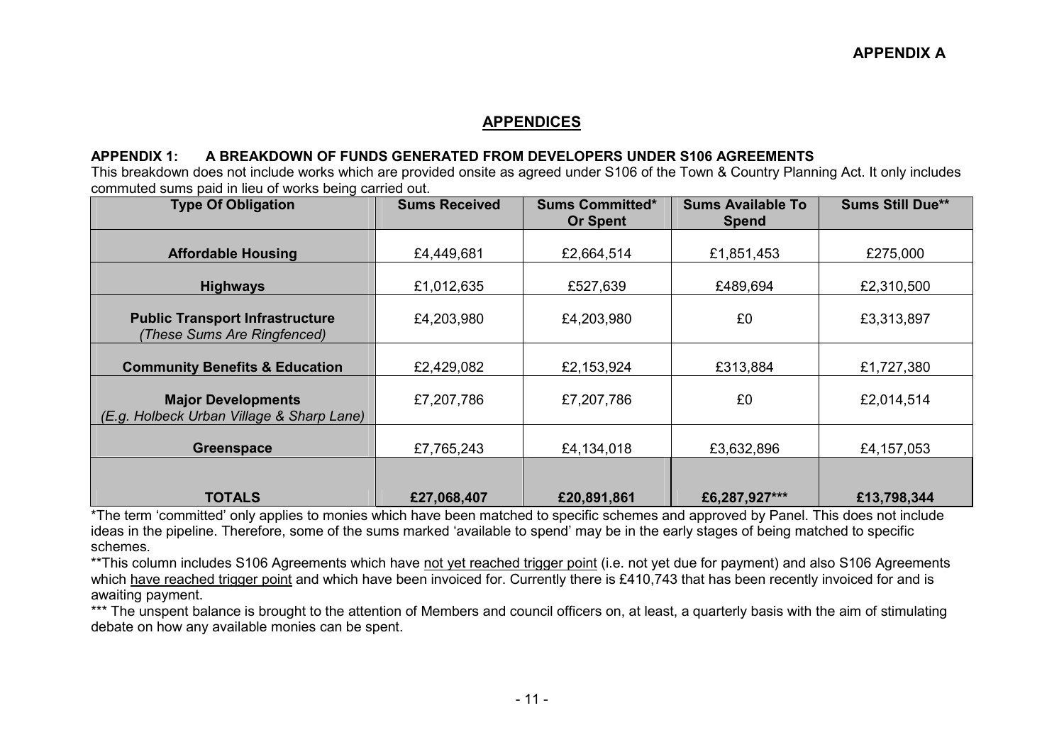**APPENDIX A**

## APPENDICES

### APPENDIX 1: A BREAKDOWN OF FUNDS GENERATED FROM DEVELOPERS UNDER S106 AGREEMENTS

This breakdown does not include works which are provided onsite as agreed under S106 of the Town & Country Planning Act. It only includes commuted sums paid in lieu of works being carried out.

| Type Of Obligation | Sums Received | Sums Committed* Or Spent | Sums Available To Spend | Sums Still Due** |
|---|---|---|---|---|
| **Affordable Housing** | £4,449,681 | £2,664,514 | £1,851,453 | £275,000 |
| **Highways** | £1,012,635 | £527,639 | £489,694 | £2,310,500 |
| **Public Transport Infrastructure** *(These Sums Are Ringfenced)* | £4,203,980 | £4,203,980 | £0 | £3,313,897 |
| **Community Benefits & Education** | £2,429,082 | £2,153,924 | £313,884 | £1,727,380 |
| **Major Developments** *(E.g. Holbeck Urban Village & Sharp Lane)* | £7,207,786 | £7,207,786 | £0 | £2,014,514 |
| **Greenspace** | £7,765,243 | £4,134,018 | £3,632,896 | £4,157,053 |
| **TOTALS** | **£27,068,407** | **£20,891,861** | **£6,287,927*** ** | **£13,798,344** |

*The term 'committed' only applies to monies which have been matched to specific schemes and approved by Panel. This does not include ideas in the pipeline. Therefore, some of the sums marked 'available to spend' may be in the early stages of being matched to specific schemes.

**This column includes S106 Agreements which have not yet reached trigger point (i.e. not yet due for payment) and also S106 Agreements which have reached trigger point and which have been invoiced for. Currently there is £410,743 that has been recently invoiced for and is awaiting payment.

*** The unspent balance is brought to the attention of Members and council officers on, at least, a quarterly basis with the aim of stimulating debate on how any available monies can be spent.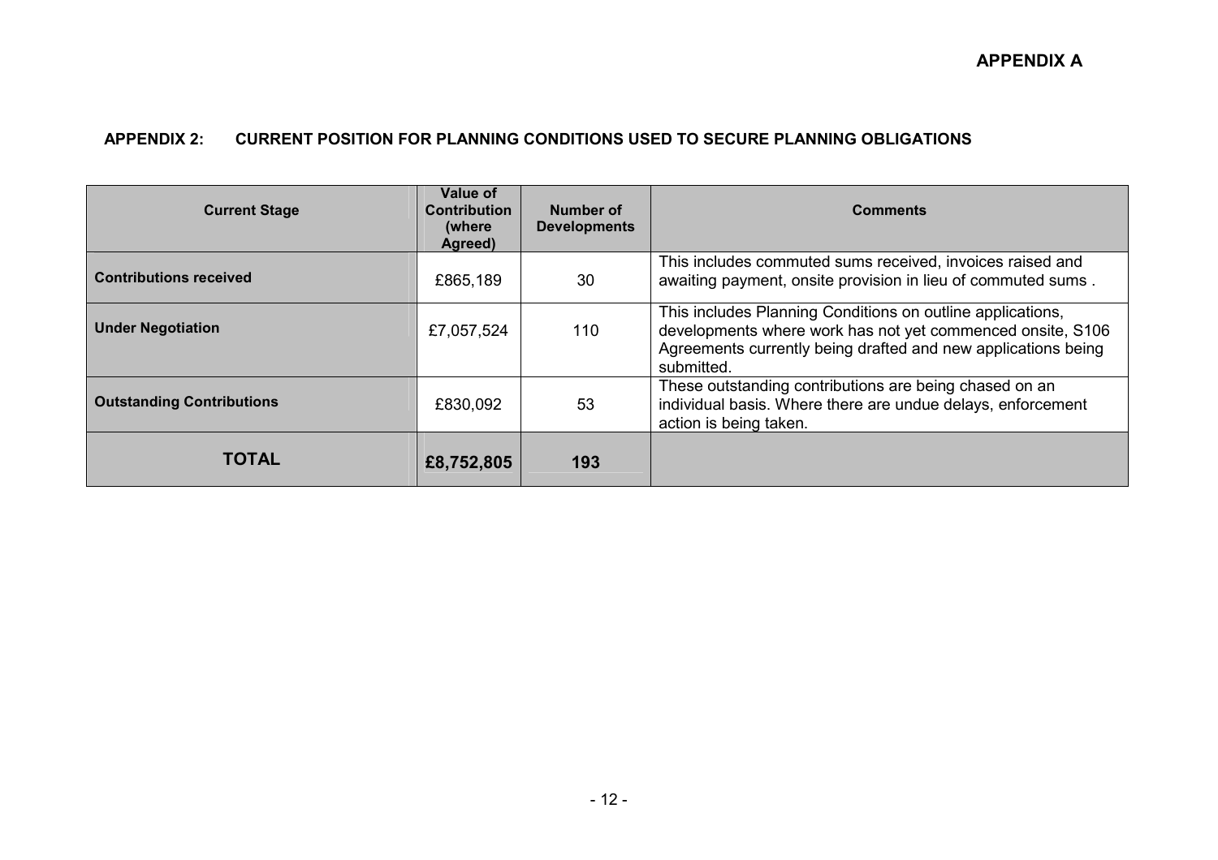**APPENDIX A**

## APPENDIX 2: CURRENT POSITION FOR PLANNING CONDITIONS USED TO SECURE PLANNING OBLIGATIONS

| Current Stage | Value of Contribution (where Agreed) | Number of Developments | Comments |
|---|---|---|---|
| **Contributions received** | £865,189 | 30 | This includes commuted sums received, invoices raised and awaiting payment, onsite provision in lieu of commuted sums . |
| **Under Negotiation** | £7,057,524 | 110 | This includes Planning Conditions on outline applications, developments where work has not yet commenced onsite, S106 Agreements currently being drafted and new applications being submitted. |
| **Outstanding Contributions** | £830,092 | 53 | These outstanding contributions are being chased on an individual basis. Where there are undue delays, enforcement action is being taken. |
| **TOTAL** | **£8,752,805** | **193** | |